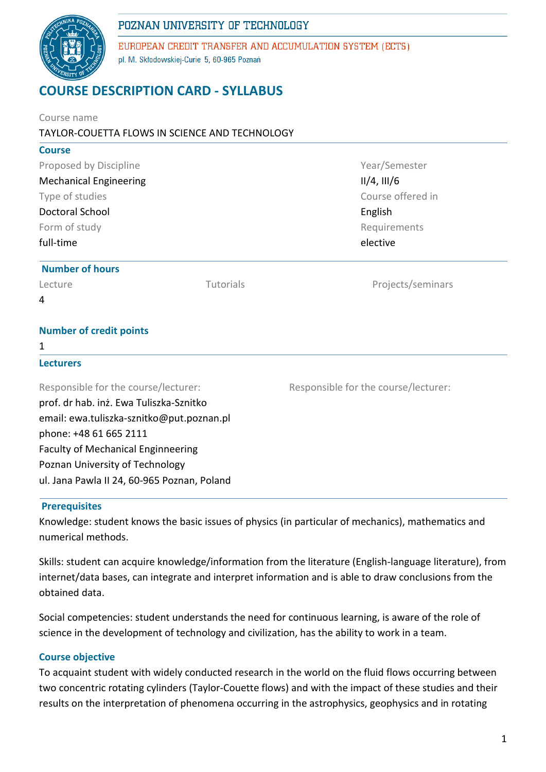POZNAN UNIVERSITY OF TECHNOLOGY

EUROPEAN CREDIT TRANSFER AND ACCUMULATION SYSTEM (ECTS)

pl. M. Skłodowskiej-Curie 5, 60-965 Poznań

# COURSE DESCRIPTION CARD - SYLLABUS

Course name

TAYLOR-COUETTA FLOWS IN SCIENCE AND TECHNOLOGY

## Course

| | |
|---|---|
| Proposed by Discipline | Year/Semester |
| Mechanical Engineering | II/4, III/6 |
| Type of studies | Course offered in |
| Doctoral School | English |
| Form of study | Requirements |
| full-time | elective |

## Number of hours

| Lecture | Tutorials | Projects/seminars |
|---|---|---|
| 4 | | |

## Number of credit points

1

## Lecturers

| Responsible for the course/lecturer: | Responsible for the course/lecturer: |
|---|---|
| prof. dr hab. inż. Ewa Tuliszka-Sznitko<br>email: ewa.tuliszka-sznitko@put.poznan.pl<br>phone: +48 61 665 2111<br>Faculty of Mechanical Enginneering<br>Poznan University of Technology<br>ul. Jana Pawla II 24, 60-965 Poznan, Poland | |

## Prerequisites

Knowledge: student knows the basic issues of physics (in particular of mechanics), mathematics and numerical methods.

Skills: student can acquire knowledge/information from the literature (English-language literature), from internet/data bases, can integrate and interpret information and is able to draw conclusions from the obtained data.

Social competencies: student understands the need for continuous learning, is aware of the role of science in the development of technology and civilization, has the ability to work in a team.

## Course objective

To acquaint student with widely conducted research in the world on the fluid flows occurring between two concentric rotating cylinders (Taylor-Couette flows) and with the impact of these studies and their results on the interpretation of phenomena occurring in the astrophysics, geophysics and in rotating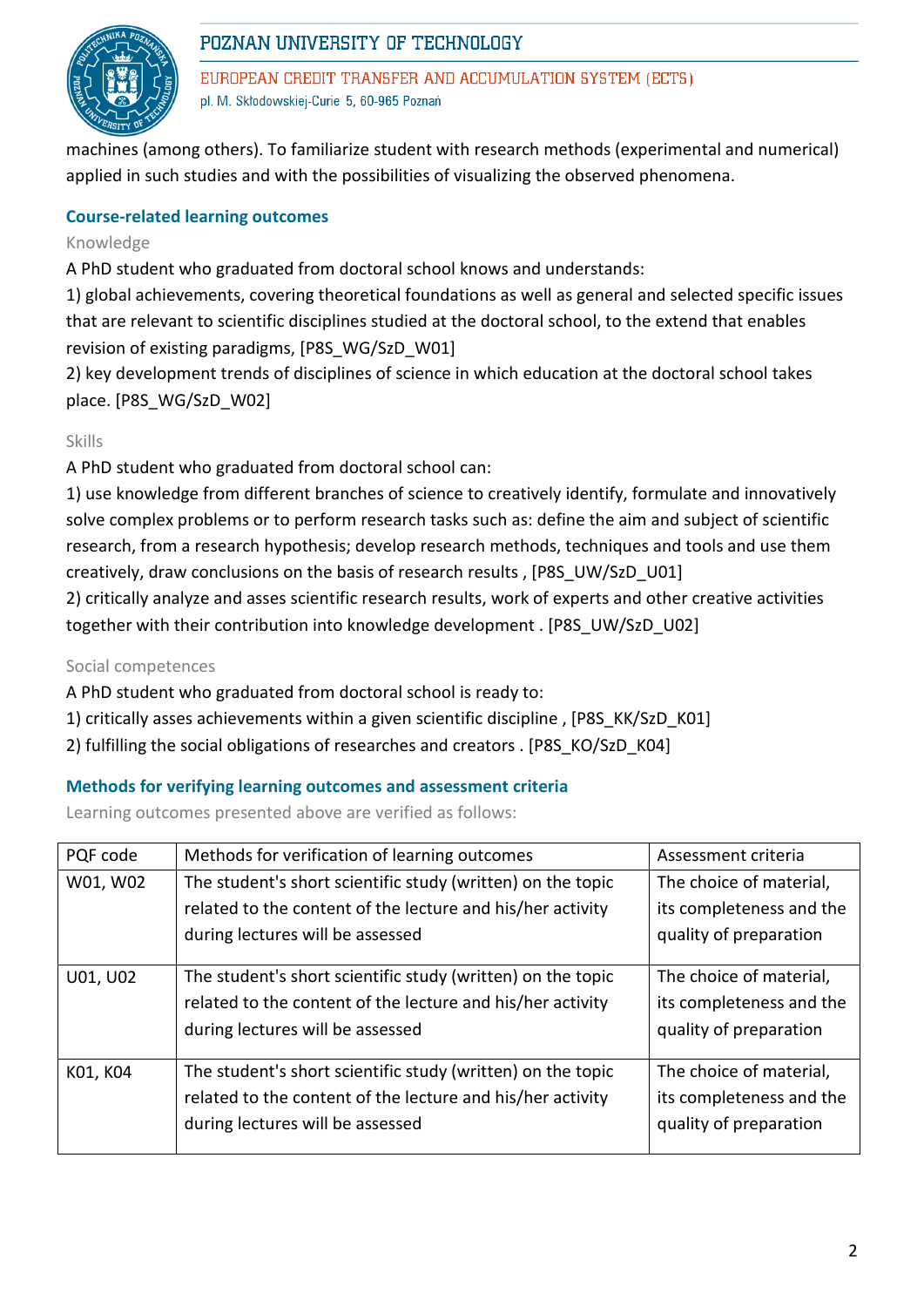machines (among others). To familiarize student with research methods (experimental and numerical) applied in such studies and with the possibilities of visualizing the observed phenomena.

## Course-related learning outcomes

### Knowledge

A PhD student who graduated from doctoral school knows and understands:

1) global achievements, covering theoretical foundations as well as general and selected specific issues that are relevant to scientific disciplines studied at the doctoral school, to the extend that enables revision of existing paradigms, [P8S_WG/SzD_W01]

2) key development trends of disciplines of science in which education at the doctoral school takes place. [P8S_WG/SzD_W02]

### Skills

A PhD student who graduated from doctoral school can:

1) use knowledge from different branches of science to creatively identify, formulate and innovatively solve complex problems or to perform research tasks such as: define the aim and subject of scientific research, from a research hypothesis; develop research methods, techniques and tools and use them creatively, draw conclusions on the basis of research results , [P8S_UW/SzD_U01]

2) critically analyze and asses scientific research results, work of experts and other creative activities together with their contribution into knowledge development . [P8S_UW/SzD_U02]

### Social competences

A PhD student who graduated from doctoral school is ready to:

1) critically asses achievements within a given scientific discipline , [P8S_KK/SzD_K01]

2) fulfilling the social obligations of researches and creators . [P8S_KO/SzD_K04]

## Methods for verifying learning outcomes and assessment criteria

Learning outcomes presented above are verified as follows:

| PQF code | Methods for verification of learning outcomes | Assessment criteria |
|---|---|---|
| W01, W02 | The student's short scientific study (written) on the topic related to the content of the lecture and his/her activity during lectures will be assessed | The choice of material, its completeness and the quality of preparation |
| U01, U02 | The student's short scientific study (written) on the topic related to the content of the lecture and his/her activity during lectures will be assessed | The choice of material, its completeness and the quality of preparation |
| K01, K04 | The student's short scientific study (written) on the topic related to the content of the lecture and his/her activity during lectures will be assessed | The choice of material, its completeness and the quality of preparation |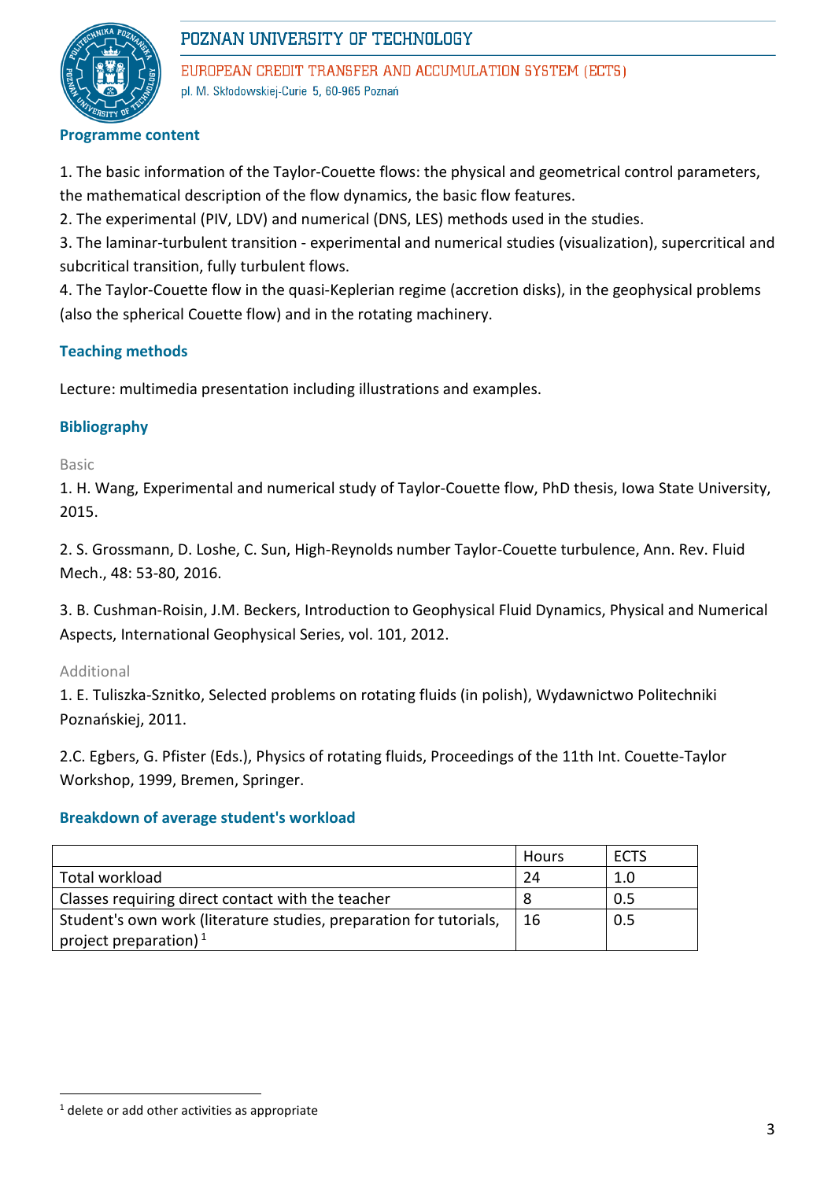## Programme content

1. The basic information of the Taylor-Couette flows: the physical and geometrical control parameters, the mathematical description of the flow dynamics, the basic flow features.
2. The experimental (PIV, LDV) and numerical (DNS, LES) methods used in the studies.
3. The laminar-turbulent transition - experimental and numerical studies (visualization), supercritical and subcritical transition, fully turbulent flows.
4. The Taylor-Couette flow in the quasi-Keplerian regime (accretion disks), in the geophysical problems (also the spherical Couette flow) and in the rotating machinery.

## Teaching methods

Lecture: multimedia presentation including illustrations and examples.

## Bibliography

Basic

1. H. Wang, Experimental and numerical study of Taylor-Couette flow, PhD thesis, Iowa State University, 2015.

2. S. Grossmann, D. Loshe, C. Sun, High-Reynolds number Taylor-Couette turbulence, Ann. Rev. Fluid Mech., 48: 53-80, 2016.

3. B. Cushman-Roisin, J.M. Beckers, Introduction to Geophysical Fluid Dynamics, Physical and Numerical Aspects, International Geophysical Series, vol. 101, 2012.

Additional

1. E. Tuliszka-Sznitko, Selected problems on rotating fluids (in polish), Wydawnictwo Politechniki Poznańskiej, 2011.

2.C. Egbers, G. Pfister (Eds.), Physics of rotating fluids, Proceedings of the 11th Int. Couette-Taylor Workshop, 1999, Bremen, Springer.

## Breakdown of average student's workload

| | Hours | ECTS |
|---|---|---|
| Total workload | 24 | 1.0 |
| Classes requiring direct contact with the teacher | 8 | 0.5 |
| Student's own work (literature studies, preparation for tutorials, project preparation) [1] | 16 | 0.5 |

[1] delete or add other activities as appropriate